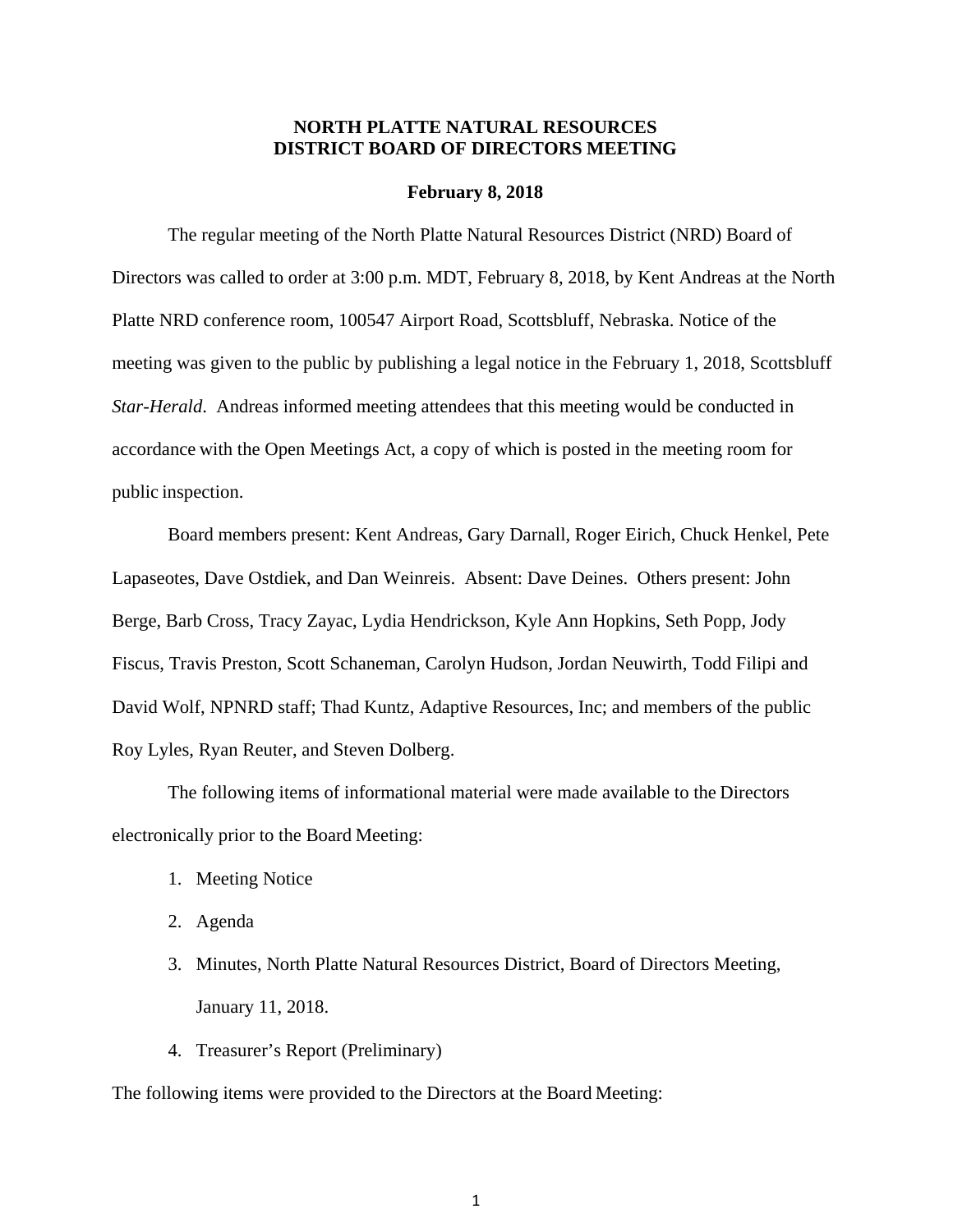# NORTH PLATTE NATURAL RESOURCES DISTRICT BOARD OF DIRECTORS MEETING

**February 8, 2018**

The regular meeting of the North Platte Natural Resources District (NRD) Board of Directors was called to order at 3:00 p.m. MDT, February 8, 2018, by Kent Andreas at the North Platte NRD conference room, 100547 Airport Road, Scottsbluff, Nebraska. Notice of the meeting was given to the public by publishing a legal notice in the February 1, 2018, Scottsbluff *Star-Herald*. Andreas informed meeting attendees that this meeting would be conducted in accordance with the Open Meetings Act, a copy of which is posted in the meeting room for public inspection.

Board members present: Kent Andreas, Gary Darnall, Roger Eirich, Chuck Henkel, Pete Lapaseotes, Dave Ostdiek, and Dan Weinreis. Absent: Dave Deines. Others present: John Berge, Barb Cross, Tracy Zayac, Lydia Hendrickson, Kyle Ann Hopkins, Seth Popp, Jody Fiscus, Travis Preston, Scott Schaneman, Carolyn Hudson, Jordan Neuwirth, Todd Filipi and David Wolf, NPNRD staff; Thad Kuntz, Adaptive Resources, Inc; and members of the public Roy Lyles, Ryan Reuter, and Steven Dolberg.

The following items of informational material were made available to the Directors electronically prior to the Board Meeting:

1. Meeting Notice
2. Agenda
3. Minutes, North Platte Natural Resources District, Board of Directors Meeting, January 11, 2018.
4. Treasurer's Report (Preliminary)

The following items were provided to the Directors at the Board Meeting: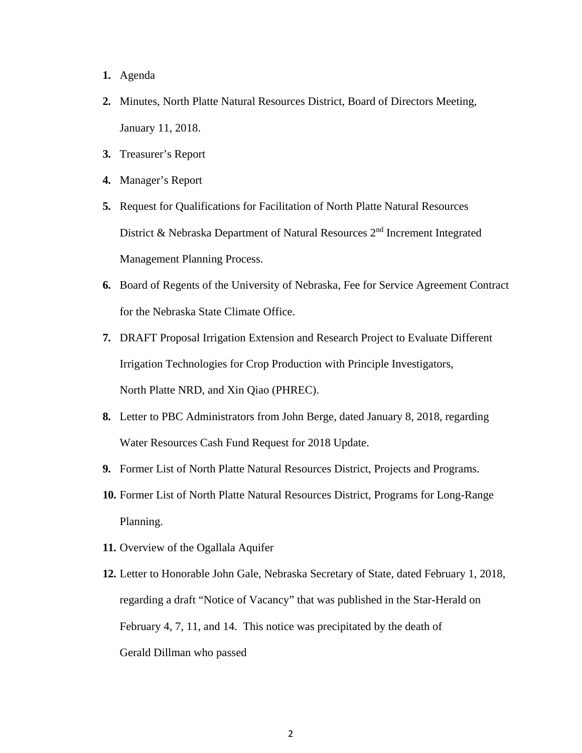1. Agenda
2. Minutes, North Platte Natural Resources District, Board of Directors Meeting, January 11, 2018.
3. Treasurer's Report
4. Manager's Report
5. Request for Qualifications for Facilitation of North Platte Natural Resources District & Nebraska Department of Natural Resources 2nd Increment Integrated Management Planning Process.
6. Board of Regents of the University of Nebraska, Fee for Service Agreement Contract for the Nebraska State Climate Office.
7. DRAFT Proposal Irrigation Extension and Research Project to Evaluate Different Irrigation Technologies for Crop Production with Principle Investigators, North Platte NRD, and Xin Qiao (PHREC).
8. Letter to PBC Administrators from John Berge, dated January 8, 2018, regarding Water Resources Cash Fund Request for 2018 Update.
9. Former List of North Platte Natural Resources District, Projects and Programs.
10. Former List of North Platte Natural Resources District, Programs for Long-Range Planning.
11. Overview of the Ogallala Aquifer
12. Letter to Honorable John Gale, Nebraska Secretary of State, dated February 1, 2018, regarding a draft "Notice of Vacancy" that was published in the Star-Herald on February 4, 7, 11, and 14. This notice was precipitated by the death of Gerald Dillman who passed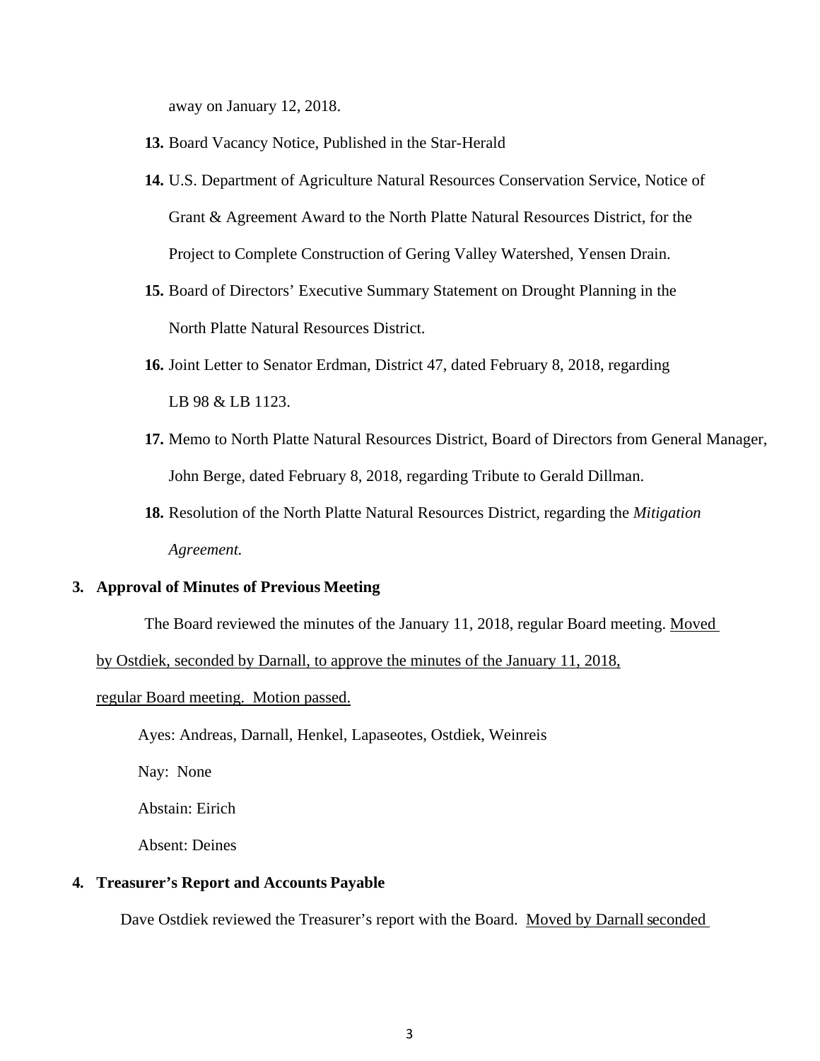away on January 12, 2018.

13. Board Vacancy Notice, Published in the Star-Herald

14. U.S. Department of Agriculture Natural Resources Conservation Service, Notice of Grant & Agreement Award to the North Platte Natural Resources District, for the Project to Complete Construction of Gering Valley Watershed, Yensen Drain.

15. Board of Directors' Executive Summary Statement on Drought Planning in the North Platte Natural Resources District.

16. Joint Letter to Senator Erdman, District 47, dated February 8, 2018, regarding LB 98 & LB 1123.

17. Memo to North Platte Natural Resources District, Board of Directors from General Manager, John Berge, dated February 8, 2018, regarding Tribute to Gerald Dillman.

18. Resolution of the North Platte Natural Resources District, regarding the *Mitigation Agreement.*

**3. Approval of Minutes of Previous Meeting**

The Board reviewed the minutes of the January 11, 2018, regular Board meeting. <u>Moved by Ostdiek, seconded by Darnall, to approve the minutes of the January 11, 2018, regular Board meeting. Motion passed.</u>

Ayes: Andreas, Darnall, Henkel, Lapaseotes, Ostdiek, Weinreis

Nay: None

Abstain: Eirich

Absent: Deines

**4. Treasurer's Report and Accounts Payable**

Dave Ostdiek reviewed the Treasurer's report with the Board. <u>Moved by Darnall seconded</u>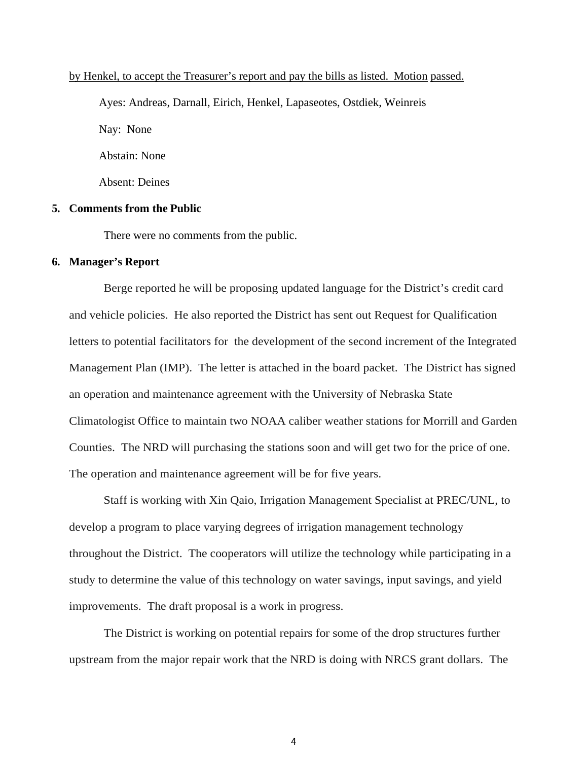by Henkel, to accept the Treasurer's report and pay the bills as listed. Motion passed.

Ayes: Andreas, Darnall, Eirich, Henkel, Lapaseotes, Ostdiek, Weinreis

Nay: None

Abstain: None

Absent: Deines

**5. Comments from the Public**

There were no comments from the public.

**6. Manager's Report**

Berge reported he will be proposing updated language for the District's credit card and vehicle policies. He also reported the District has sent out Request for Qualification letters to potential facilitators for the development of the second increment of the Integrated Management Plan (IMP). The letter is attached in the board packet. The District has signed an operation and maintenance agreement with the University of Nebraska State Climatologist Office to maintain two NOAA caliber weather stations for Morrill and Garden Counties. The NRD will purchasing the stations soon and will get two for the price of one. The operation and maintenance agreement will be for five years.

Staff is working with Xin Qaio, Irrigation Management Specialist at PREC/UNL, to develop a program to place varying degrees of irrigation management technology throughout the District. The cooperators will utilize the technology while participating in a study to determine the value of this technology on water savings, input savings, and yield improvements. The draft proposal is a work in progress.

The District is working on potential repairs for some of the drop structures further upstream from the major repair work that the NRD is doing with NRCS grant dollars. The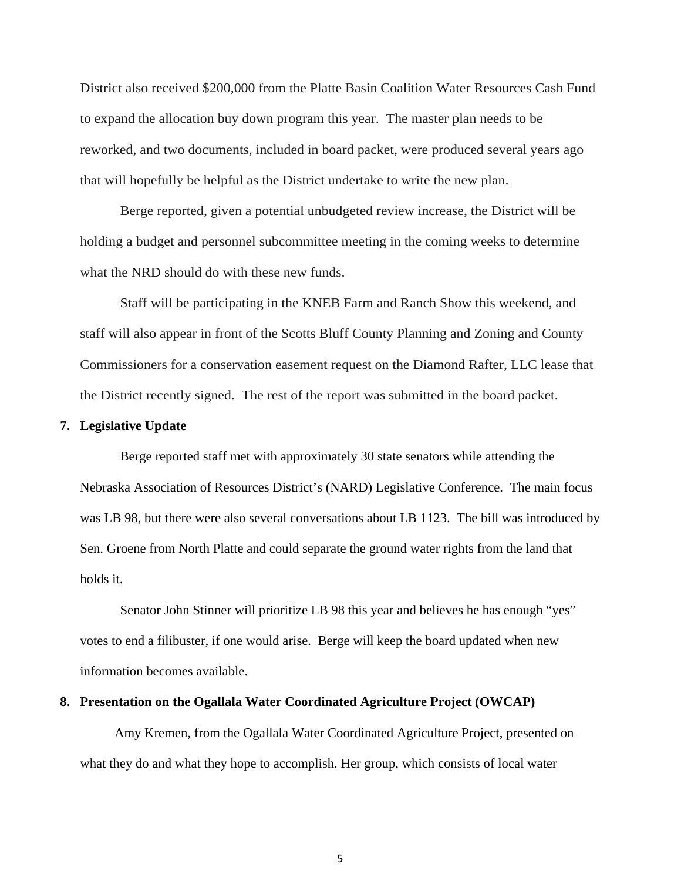District also received $200,000 from the Platte Basin Coalition Water Resources Cash Fund to expand the allocation buy down program this year. The master plan needs to be reworked, and two documents, included in board packet, were produced several years ago that will hopefully be helpful as the District undertake to write the new plan.

Berge reported, given a potential unbudgeted review increase, the District will be holding a budget and personnel subcommittee meeting in the coming weeks to determine what the NRD should do with these new funds.

Staff will be participating in the KNEB Farm and Ranch Show this weekend, and staff will also appear in front of the Scotts Bluff County Planning and Zoning and County Commissioners for a conservation easement request on the Diamond Rafter, LLC lease that the District recently signed. The rest of the report was submitted in the board packet.

**7. Legislative Update**

Berge reported staff met with approximately 30 state senators while attending the Nebraska Association of Resources District's (NARD) Legislative Conference. The main focus was LB 98, but there were also several conversations about LB 1123. The bill was introduced by Sen. Groene from North Platte and could separate the ground water rights from the land that holds it.

Senator John Stinner will prioritize LB 98 this year and believes he has enough "yes" votes to end a filibuster, if one would arise. Berge will keep the board updated when new information becomes available.

**8. Presentation on the Ogallala Water Coordinated Agriculture Project (OWCAP)**

Amy Kremen, from the Ogallala Water Coordinated Agriculture Project, presented on what they do and what they hope to accomplish. Her group, which consists of local water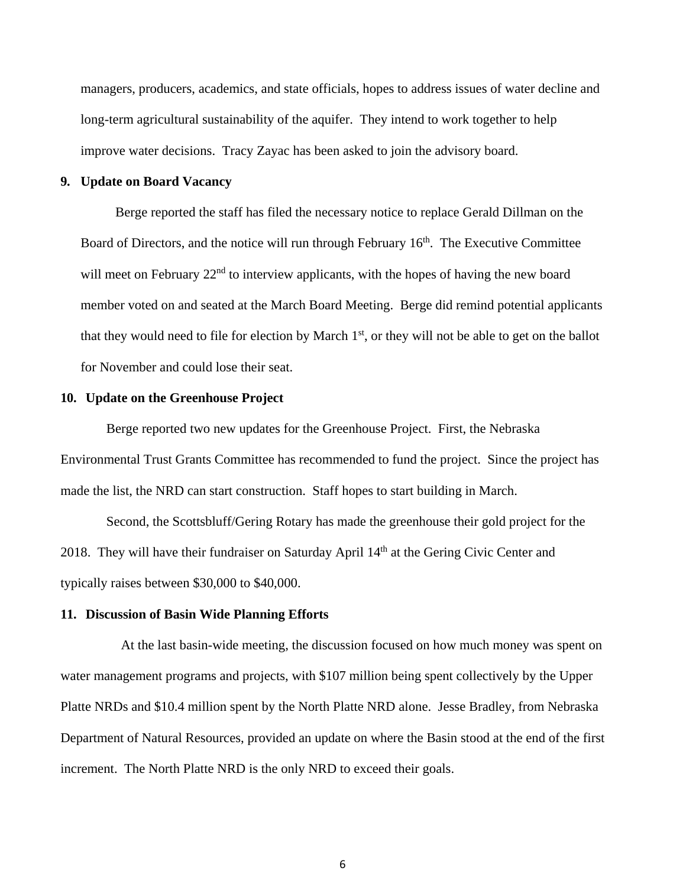managers, producers, academics, and state officials, hopes to address issues of water decline and long-term agricultural sustainability of the aquifer. They intend to work together to help improve water decisions. Tracy Zayac has been asked to join the advisory board.

**9. Update on Board Vacancy**

Berge reported the staff has filed the necessary notice to replace Gerald Dillman on the Board of Directors, and the notice will run through February 16th. The Executive Committee will meet on February 22nd to interview applicants, with the hopes of having the new board member voted on and seated at the March Board Meeting. Berge did remind potential applicants that they would need to file for election by March 1st, or they will not be able to get on the ballot for November and could lose their seat.

**10. Update on the Greenhouse Project**

Berge reported two new updates for the Greenhouse Project. First, the Nebraska Environmental Trust Grants Committee has recommended to fund the project. Since the project has made the list, the NRD can start construction. Staff hopes to start building in March.

Second, the Scottsbluff/Gering Rotary has made the greenhouse their gold project for the 2018. They will have their fundraiser on Saturday April 14th at the Gering Civic Center and typically raises between $30,000 to $40,000.

**11. Discussion of Basin Wide Planning Efforts**

At the last basin-wide meeting, the discussion focused on how much money was spent on water management programs and projects, with $107 million being spent collectively by the Upper Platte NRDs and $10.4 million spent by the North Platte NRD alone. Jesse Bradley, from Nebraska Department of Natural Resources, provided an update on where the Basin stood at the end of the first increment. The North Platte NRD is the only NRD to exceed their goals.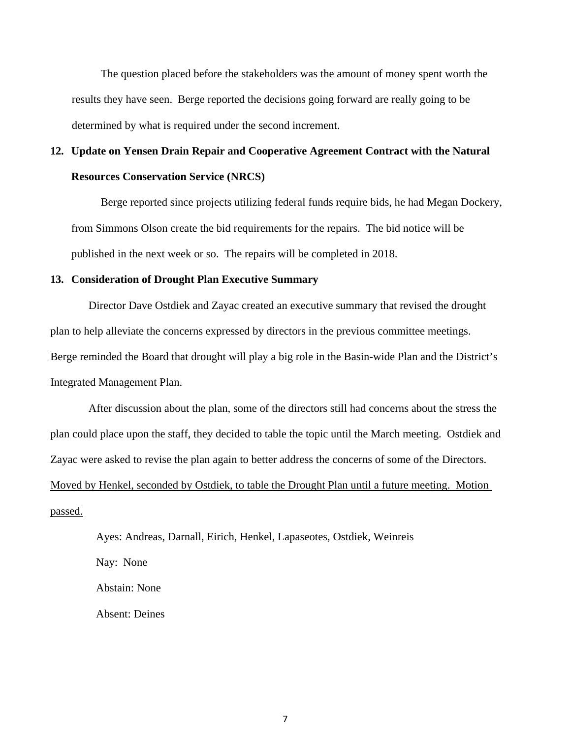The question placed before the stakeholders was the amount of money spent worth the results they have seen. Berge reported the decisions going forward are really going to be determined by what is required under the second increment.

**12. Update on Yensen Drain Repair and Cooperative Agreement Contract with the Natural Resources Conservation Service (NRCS)**

Berge reported since projects utilizing federal funds require bids, he had Megan Dockery, from Simmons Olson create the bid requirements for the repairs. The bid notice will be published in the next week or so. The repairs will be completed in 2018.

**13. Consideration of Drought Plan Executive Summary**

Director Dave Ostdiek and Zayac created an executive summary that revised the drought plan to help alleviate the concerns expressed by directors in the previous committee meetings. Berge reminded the Board that drought will play a big role in the Basin-wide Plan and the District's Integrated Management Plan.

After discussion about the plan, some of the directors still had concerns about the stress the plan could place upon the staff, they decided to table the topic until the March meeting. Ostdiek and Zayac were asked to revise the plan again to better address the concerns of some of the Directors. <u>Moved by Henkel, seconded by Ostdiek, to table the Drought Plan until a future meeting. Motion passed.</u>

Ayes: Andreas, Darnall, Eirich, Henkel, Lapaseotes, Ostdiek, Weinreis

Nay: None

Abstain: None

Absent: Deines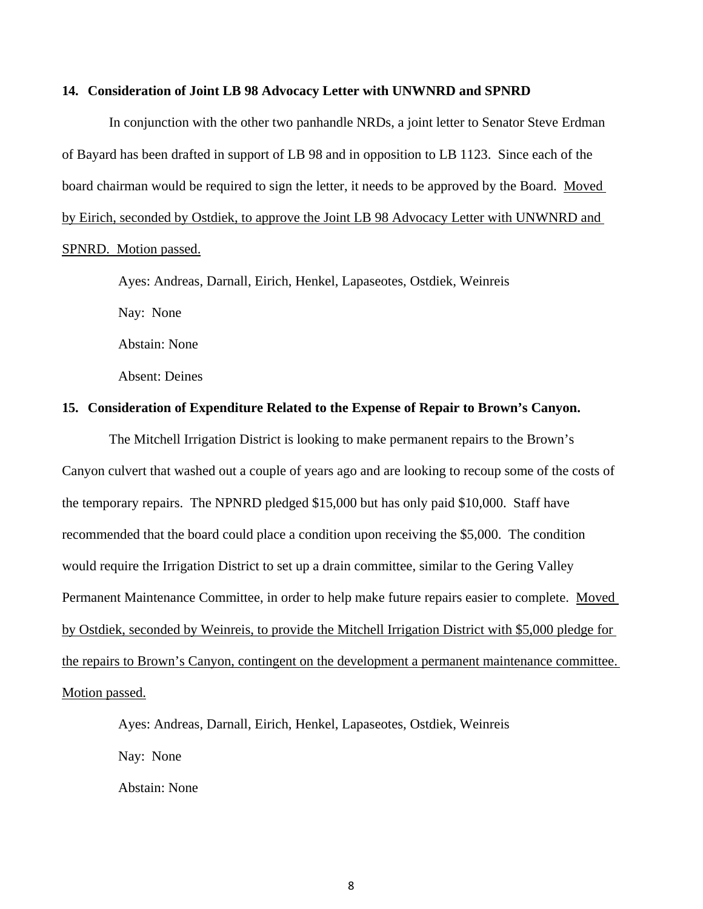**14. Consideration of Joint LB 98 Advocacy Letter with UNWNRD and SPNRD**

In conjunction with the other two panhandle NRDs, a joint letter to Senator Steve Erdman of Bayard has been drafted in support of LB 98 and in opposition to LB 1123. Since each of the board chairman would be required to sign the letter, it needs to be approved by the Board. Moved by Eirich, seconded by Ostdiek, to approve the Joint LB 98 Advocacy Letter with UNWNRD and SPNRD. Motion passed.

Ayes: Andreas, Darnall, Eirich, Henkel, Lapaseotes, Ostdiek, Weinreis

Nay: None

Abstain: None

Absent: Deines

**15. Consideration of Expenditure Related to the Expense of Repair to Brown's Canyon.**

The Mitchell Irrigation District is looking to make permanent repairs to the Brown's Canyon culvert that washed out a couple of years ago and are looking to recoup some of the costs of the temporary repairs. The NPNRD pledged $15,000 but has only paid $10,000. Staff have recommended that the board could place a condition upon receiving the $5,000. The condition would require the Irrigation District to set up a drain committee, similar to the Gering Valley Permanent Maintenance Committee, in order to help make future repairs easier to complete. Moved by Ostdiek, seconded by Weinreis, to provide the Mitchell Irrigation District with $5,000 pledge for the repairs to Brown's Canyon, contingent on the development a permanent maintenance committee. Motion passed.

Ayes: Andreas, Darnall, Eirich, Henkel, Lapaseotes, Ostdiek, Weinreis

Nay: None

Abstain: None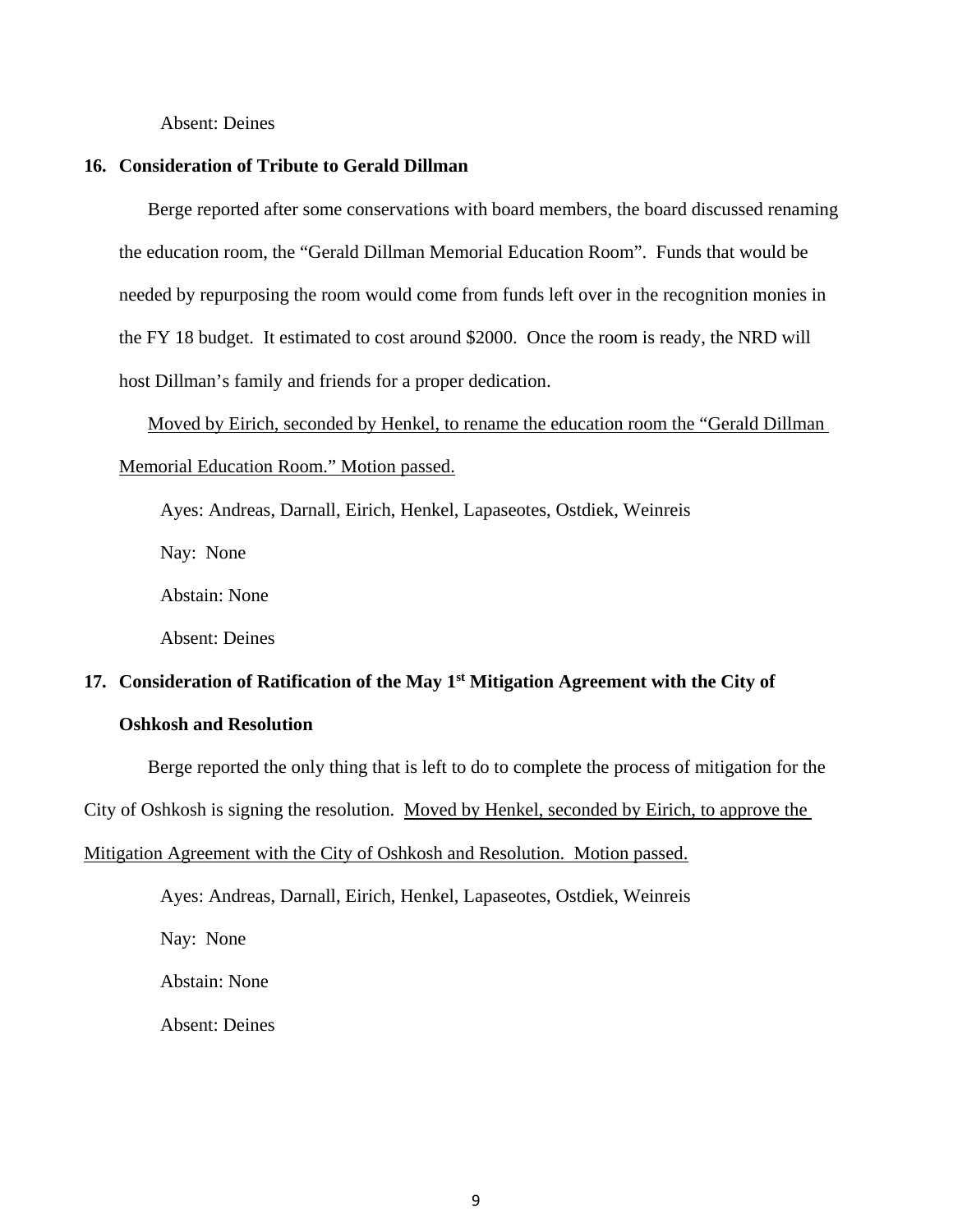Absent: Deines

**16. Consideration of Tribute to Gerald Dillman**

Berge reported after some conservations with board members, the board discussed renaming the education room, the "Gerald Dillman Memorial Education Room". Funds that would be needed by repurposing the room would come from funds left over in the recognition monies in the FY 18 budget. It estimated to cost around $2000. Once the room is ready, the NRD will host Dillman's family and friends for a proper dedication.

<u>Moved by Eirich, seconded by Henkel, to rename the education room the "Gerald Dillman Memorial Education Room." Motion passed.</u>

Ayes: Andreas, Darnall, Eirich, Henkel, Lapaseotes, Ostdiek, Weinreis

Nay: None

Abstain: None

Absent: Deines

**17. Consideration of Ratification of the May 1st Mitigation Agreement with the City of Oshkosh and Resolution**

Berge reported the only thing that is left to do to complete the process of mitigation for the City of Oshkosh is signing the resolution. <u>Moved by Henkel, seconded by Eirich, to approve the Mitigation Agreement with the City of Oshkosh and Resolution. Motion passed.</u>

Ayes: Andreas, Darnall, Eirich, Henkel, Lapaseotes, Ostdiek, Weinreis

Nay: None

Abstain: None

Absent: Deines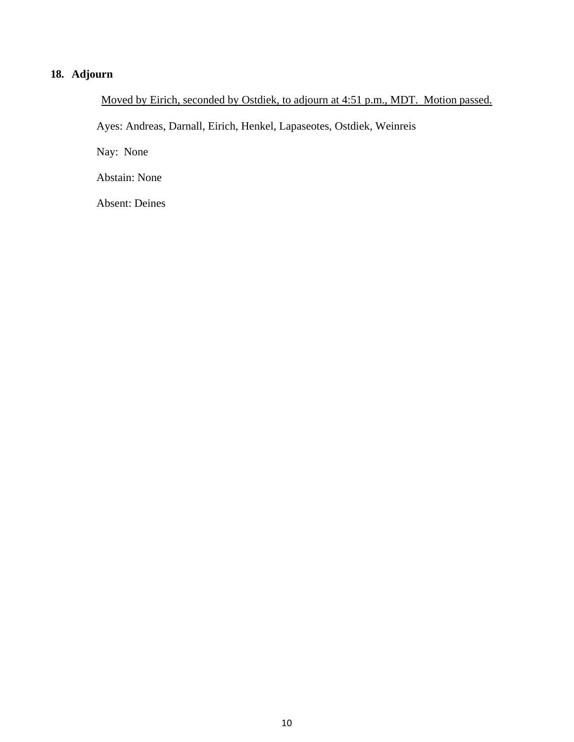**18. Adjourn**

Moved by Eirich, seconded by Ostdiek, to adjourn at 4:51 p.m., MDT. Motion passed.

Ayes: Andreas, Darnall, Eirich, Henkel, Lapaseotes, Ostdiek, Weinreis

Nay: None

Abstain: None

Absent: Deines